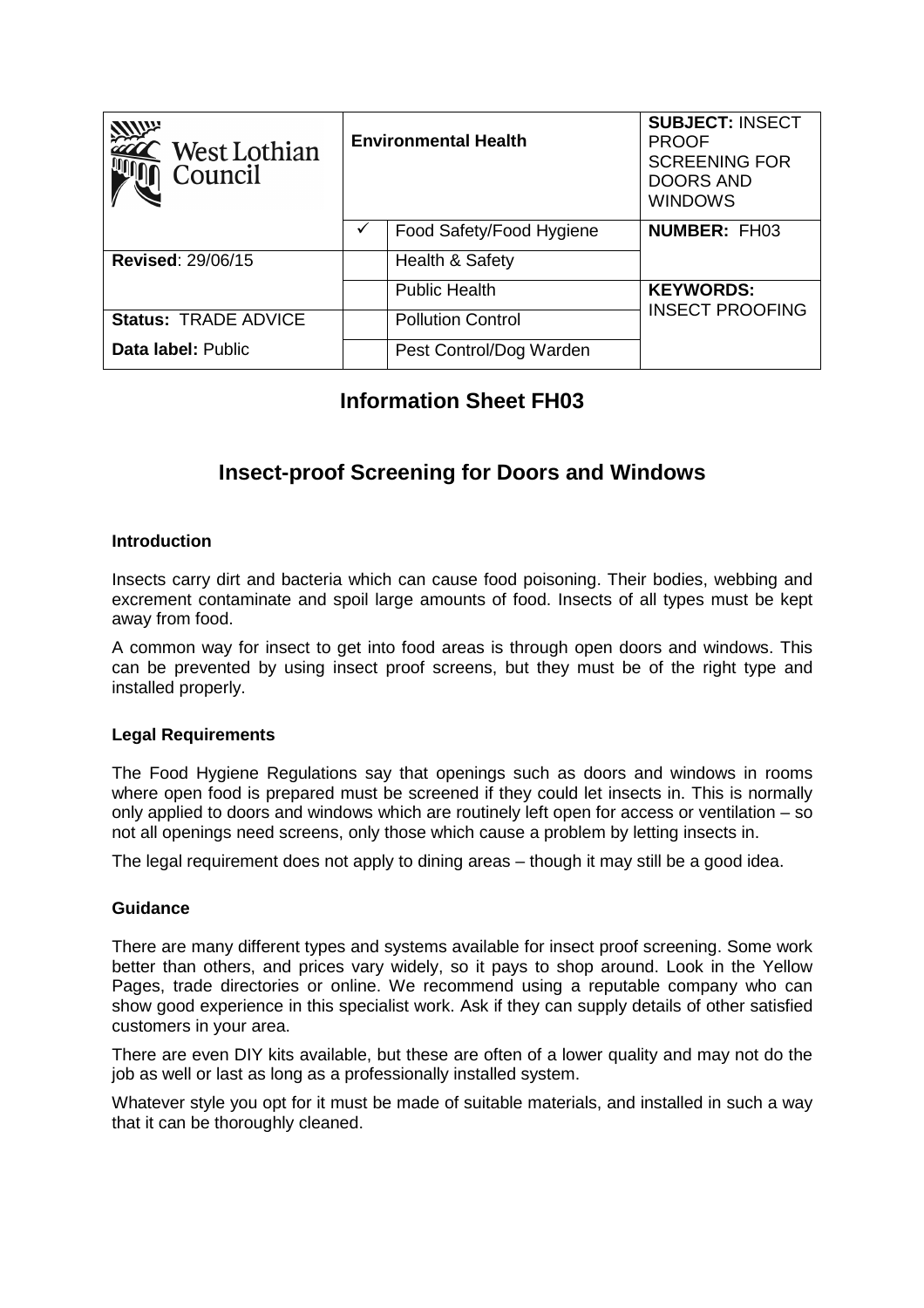| West Lothian Council | Environmental Health | | SUBJECT: INSECT PROOF SCREENING FOR DOORS AND WINDOWS |
|---|---|---|---|
| | ✓ | Food Safety/Food Hygiene | **NUMBER:** FH03 |
| **Revised**: 29/06/15 | | Health & Safety | |
| | | Public Health | **KEYWORDS:** INSECT PROOFING |
| **Status:** TRADE ADVICE | | Pollution Control | |
| **Data label:** Public | | Pest Control/Dog Warden | |

# Information Sheet FH03

## Insect-proof Screening for Doors and Windows

### Introduction

Insects carry dirt and bacteria which can cause food poisoning. Their bodies, webbing and excrement contaminate and spoil large amounts of food. Insects of all types must be kept away from food.

A common way for insect to get into food areas is through open doors and windows. This can be prevented by using insect proof screens, but they must be of the right type and installed properly.

### Legal Requirements

The Food Hygiene Regulations say that openings such as doors and windows in rooms where open food is prepared must be screened if they could let insects in. This is normally only applied to doors and windows which are routinely left open for access or ventilation – so not all openings need screens, only those which cause a problem by letting insects in.

The legal requirement does not apply to dining areas – though it may still be a good idea.

### Guidance

There are many different types and systems available for insect proof screening. Some work better than others, and prices vary widely, so it pays to shop around. Look in the Yellow Pages, trade directories or online. We recommend using a reputable company who can show good experience in this specialist work. Ask if they can supply details of other satisfied customers in your area.

There are even DIY kits available, but these are often of a lower quality and may not do the job as well or last as long as a professionally installed system.

Whatever style you opt for it must be made of suitable materials, and installed in such a way that it can be thoroughly cleaned.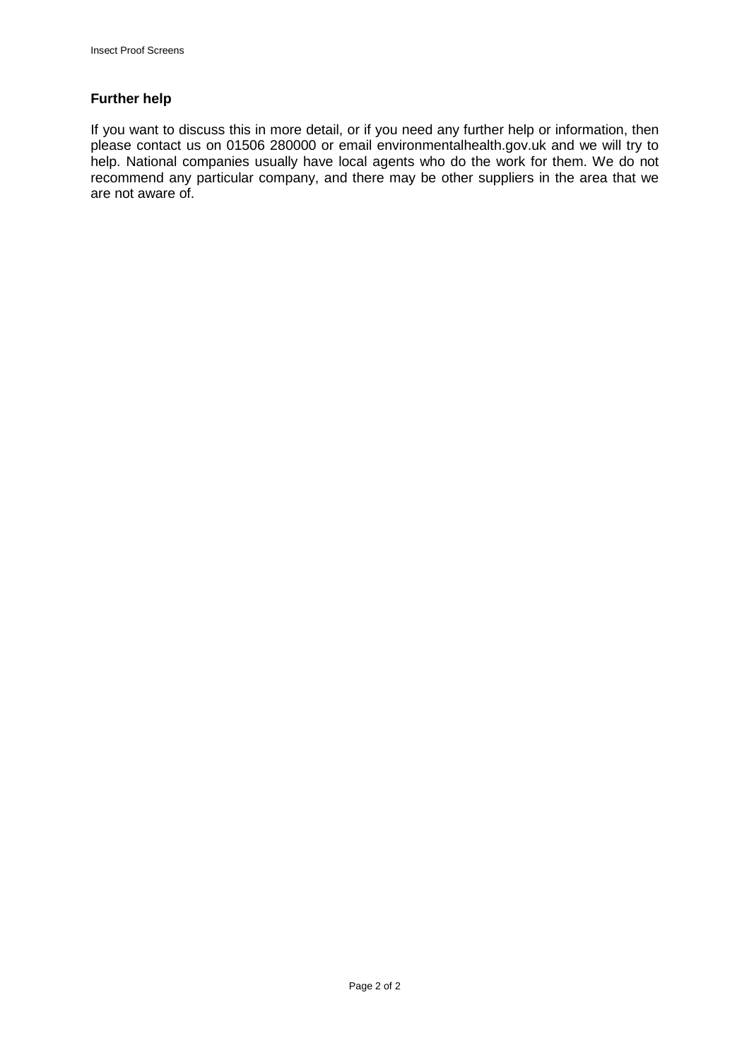## Further help

If you want to discuss this in more detail, or if you need any further help or information, then please contact us on 01506 280000 or email environmentalhealth.gov.uk and we will try to help. National companies usually have local agents who do the work for them. We do not recommend any particular company, and there may be other suppliers in the area that we are not aware of.